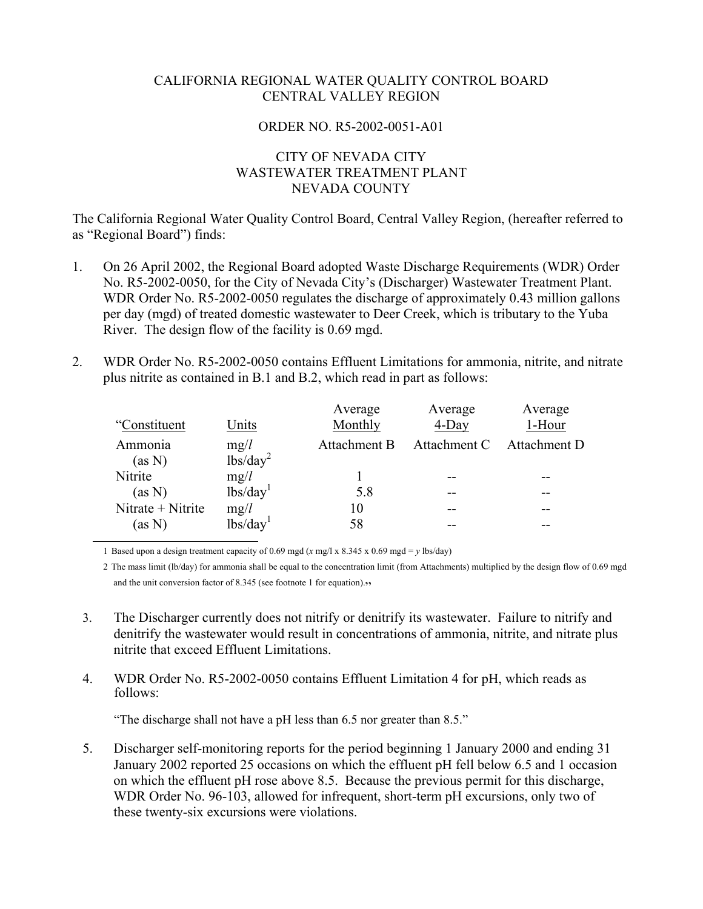CALIFORNIA REGIONAL WATER QUALITY CONTROL BOARD
CENTRAL VALLEY REGION

ORDER NO. R5-2002-0051-A01

CITY OF NEVADA CITY
WASTEWATER TREATMENT PLANT
NEVADA COUNTY

The California Regional Water Quality Control Board, Central Valley Region, (hereafter referred to as "Regional Board") finds:

1. On 26 April 2002, the Regional Board adopted Waste Discharge Requirements (WDR) Order No. R5-2002-0050, for the City of Nevada City's (Discharger) Wastewater Treatment Plant. WDR Order No. R5-2002-0050 regulates the discharge of approximately 0.43 million gallons per day (mgd) of treated domestic wastewater to Deer Creek, which is tributary to the Yuba River. The design flow of the facility is 0.69 mgd.

2. WDR Order No. R5-2002-0050 contains Effluent Limitations for ammonia, nitrite, and nitrate plus nitrite as contained in B.1 and B.2, which read in part as follows:

| "Constituent | Units | Average Monthly | Average 4-Day | Average 1-Hour |
|---|---|---|---|---|
| Ammonia (as N) | mg/*l* <br> lbs/day[2] | Attachment B | Attachment C | Attachment D |
| Nitrite (as N) | mg/*l* <br> lbs/day[1] | 1 <br> 5.8 | -- <br> -- | -- <br> -- |
| Nitrate + Nitrite (as N) | mg/*l* <br> lbs/day[1] | 10 <br> 58 | -- <br> -- | -- <br> -- |

1 Based upon a design treatment capacity of 0.69 mgd (*x* mg/l x 8.345 x 0.69 mgd = *y* lbs/day)

2 The mass limit (lb/day) for ammonia shall be equal to the concentration limit (from Attachments) multiplied by the design flow of 0.69 mgd and the unit conversion factor of 8.345 (see footnote 1 for equation)."

3. The Discharger currently does not nitrify or denitrify its wastewater. Failure to nitrify and denitrify the wastewater would result in concentrations of ammonia, nitrite, and nitrate plus nitrite that exceed Effluent Limitations.

4. WDR Order No. R5-2002-0050 contains Effluent Limitation 4 for pH, which reads as follows:

   "The discharge shall not have a pH less than 6.5 nor greater than 8.5."

5. Discharger self-monitoring reports for the period beginning 1 January 2000 and ending 31 January 2002 reported 25 occasions on which the effluent pH fell below 6.5 and 1 occasion on which the effluent pH rose above 8.5. Because the previous permit for this discharge, WDR Order No. 96-103, allowed for infrequent, short-term pH excursions, only two of these twenty-six excursions were violations.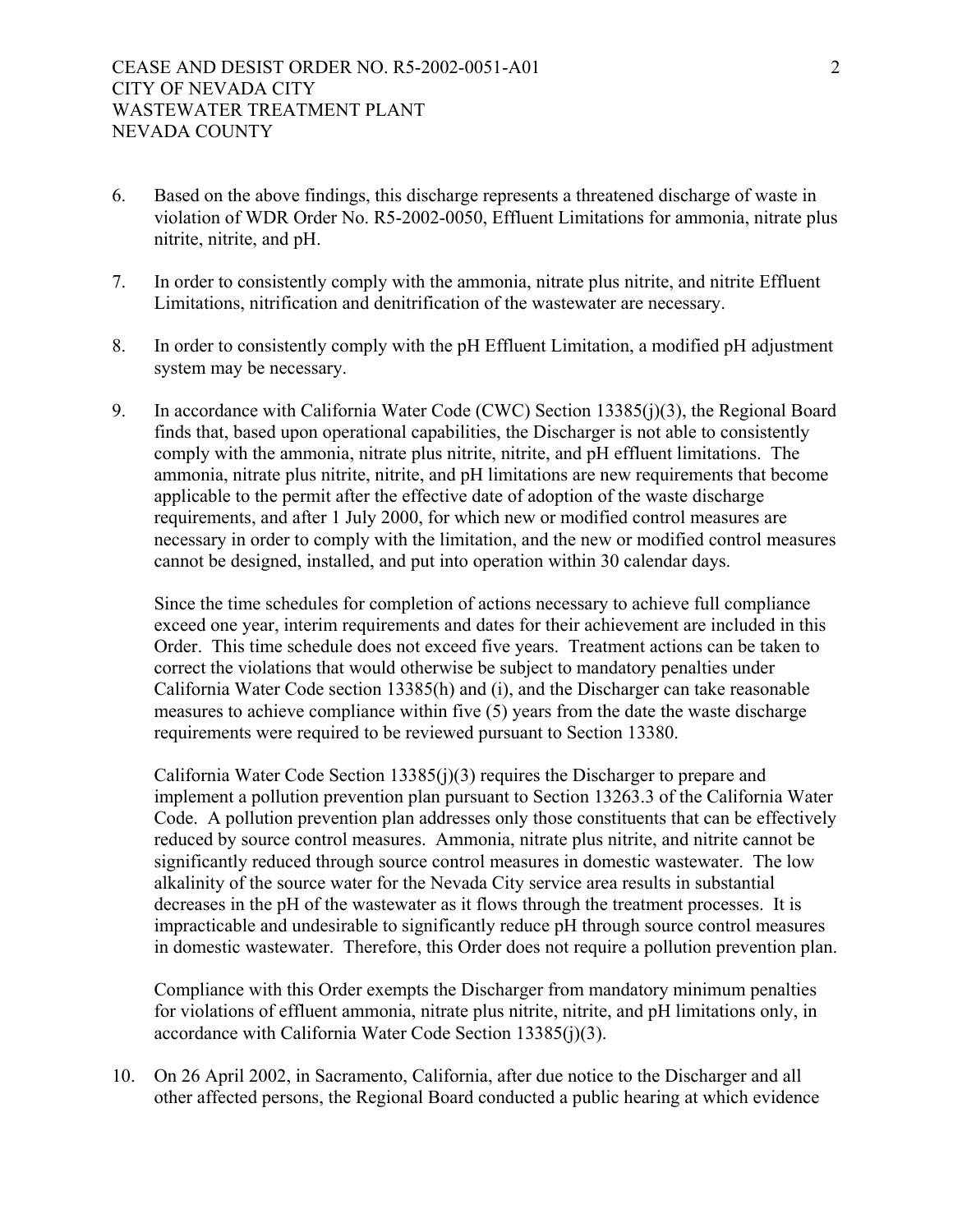6. Based on the above findings, this discharge represents a threatened discharge of waste in violation of WDR Order No. R5-2002-0050, Effluent Limitations for ammonia, nitrate plus nitrite, nitrite, and pH.

7. In order to consistently comply with the ammonia, nitrate plus nitrite, and nitrite Effluent Limitations, nitrification and denitrification of the wastewater are necessary.

8. In order to consistently comply with the pH Effluent Limitation, a modified pH adjustment system may be necessary.

9. In accordance with California Water Code (CWC) Section 13385(j)(3), the Regional Board finds that, based upon operational capabilities, the Discharger is not able to consistently comply with the ammonia, nitrate plus nitrite, nitrite, and pH effluent limitations. The ammonia, nitrate plus nitrite, nitrite, and pH limitations are new requirements that become applicable to the permit after the effective date of adoption of the waste discharge requirements, and after 1 July 2000, for which new or modified control measures are necessary in order to comply with the limitation, and the new or modified control measures cannot be designed, installed, and put into operation within 30 calendar days.

   Since the time schedules for completion of actions necessary to achieve full compliance exceed one year, interim requirements and dates for their achievement are included in this Order. This time schedule does not exceed five years. Treatment actions can be taken to correct the violations that would otherwise be subject to mandatory penalties under California Water Code section 13385(h) and (i), and the Discharger can take reasonable measures to achieve compliance within five (5) years from the date the waste discharge requirements were required to be reviewed pursuant to Section 13380.

   California Water Code Section 13385(j)(3) requires the Discharger to prepare and implement a pollution prevention plan pursuant to Section 13263.3 of the California Water Code. A pollution prevention plan addresses only those constituents that can be effectively reduced by source control measures. Ammonia, nitrate plus nitrite, and nitrite cannot be significantly reduced through source control measures in domestic wastewater. The low alkalinity of the source water for the Nevada City service area results in substantial decreases in the pH of the wastewater as it flows through the treatment processes. It is impracticable and undesirable to significantly reduce pH through source control measures in domestic wastewater. Therefore, this Order does not require a pollution prevention plan.

   Compliance with this Order exempts the Discharger from mandatory minimum penalties for violations of effluent ammonia, nitrate plus nitrite, nitrite, and pH limitations only, in accordance with California Water Code Section 13385(j)(3).

10. On 26 April 2002, in Sacramento, California, after due notice to the Discharger and all other affected persons, the Regional Board conducted a public hearing at which evidence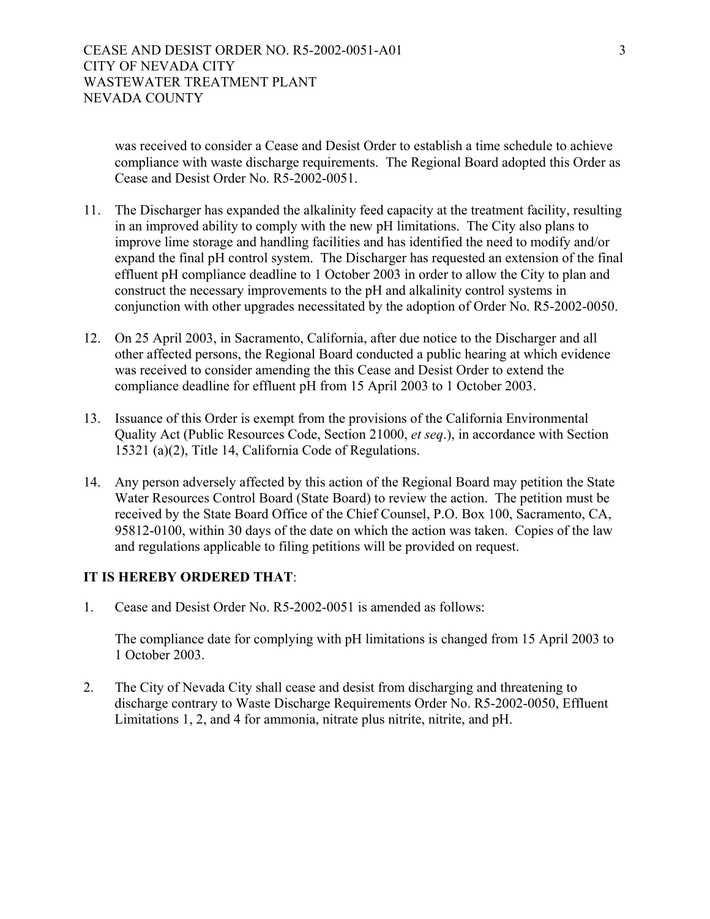was received to consider a Cease and Desist Order to establish a time schedule to achieve compliance with waste discharge requirements. The Regional Board adopted this Order as Cease and Desist Order No. R5-2002-0051.

11. The Discharger has expanded the alkalinity feed capacity at the treatment facility, resulting in an improved ability to comply with the new pH limitations. The City also plans to improve lime storage and handling facilities and has identified the need to modify and/or expand the final pH control system. The Discharger has requested an extension of the final effluent pH compliance deadline to 1 October 2003 in order to allow the City to plan and construct the necessary improvements to the pH and alkalinity control systems in conjunction with other upgrades necessitated by the adoption of Order No. R5-2002-0050.

12. On 25 April 2003, in Sacramento, California, after due notice to the Discharger and all other affected persons, the Regional Board conducted a public hearing at which evidence was received to consider amending the this Cease and Desist Order to extend the compliance deadline for effluent pH from 15 April 2003 to 1 October 2003.

13. Issuance of this Order is exempt from the provisions of the California Environmental Quality Act (Public Resources Code, Section 21000, *et seq*.), in accordance with Section 15321 (a)(2), Title 14, California Code of Regulations.

14. Any person adversely affected by this action of the Regional Board may petition the State Water Resources Control Board (State Board) to review the action. The petition must be received by the State Board Office of the Chief Counsel, P.O. Box 100, Sacramento, CA, 95812-0100, within 30 days of the date on which the action was taken. Copies of the law and regulations applicable to filing petitions will be provided on request.

**IT IS HEREBY ORDERED THAT**:

1. Cease and Desist Order No. R5-2002-0051 is amended as follows:

   The compliance date for complying with pH limitations is changed from 15 April 2003 to 1 October 2003.

2. The City of Nevada City shall cease and desist from discharging and threatening to discharge contrary to Waste Discharge Requirements Order No. R5-2002-0050, Effluent Limitations 1, 2, and 4 for ammonia, nitrate plus nitrite, nitrite, and pH.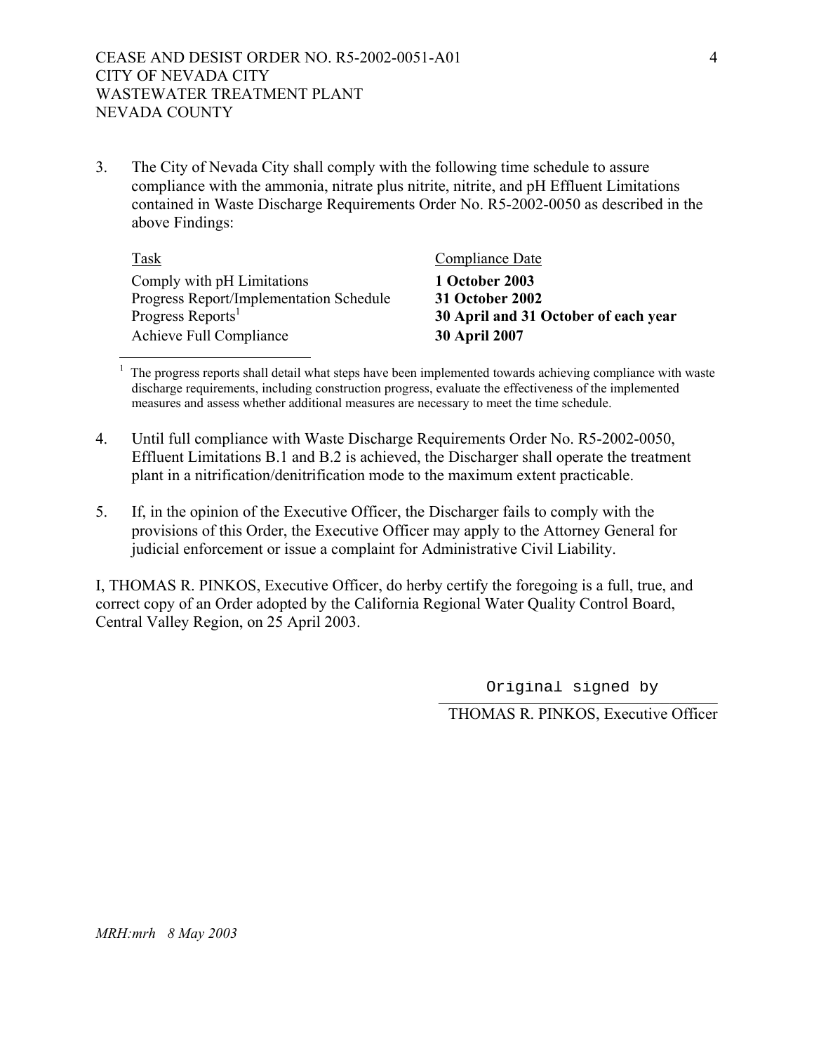3. The City of Nevada City shall comply with the following time schedule to assure compliance with the ammonia, nitrate plus nitrite, nitrite, and pH Effluent Limitations contained in Waste Discharge Requirements Order No. R5-2002-0050 as described in the above Findings:

| Task | Compliance Date |
|---|---|
| Comply with pH Limitations | **1 October 2003** |
| Progress Report/Implementation Schedule | **31 October 2002** |
| Progress Reports[1] | **30 April and 31 October of each year** |
| Achieve Full Compliance | **30 April 2007** |

[1] The progress reports shall detail what steps have been implemented towards achieving compliance with waste discharge requirements, including construction progress, evaluate the effectiveness of the implemented measures and assess whether additional measures are necessary to meet the time schedule.

4. Until full compliance with Waste Discharge Requirements Order No. R5-2002-0050, Effluent Limitations B.1 and B.2 is achieved, the Discharger shall operate the treatment plant in a nitrification/denitrification mode to the maximum extent practicable.

5. If, in the opinion of the Executive Officer, the Discharger fails to comply with the provisions of this Order, the Executive Officer may apply to the Attorney General for judicial enforcement or issue a complaint for Administrative Civil Liability.

I, THOMAS R. PINKOS, Executive Officer, do herby certify the foregoing is a full, true, and correct copy of an Order adopted by the California Regional Water Quality Control Board, Central Valley Region, on 25 April 2003.

Original signed by

THOMAS R. PINKOS, Executive Officer

*MRH:mrh 8 May 2003*